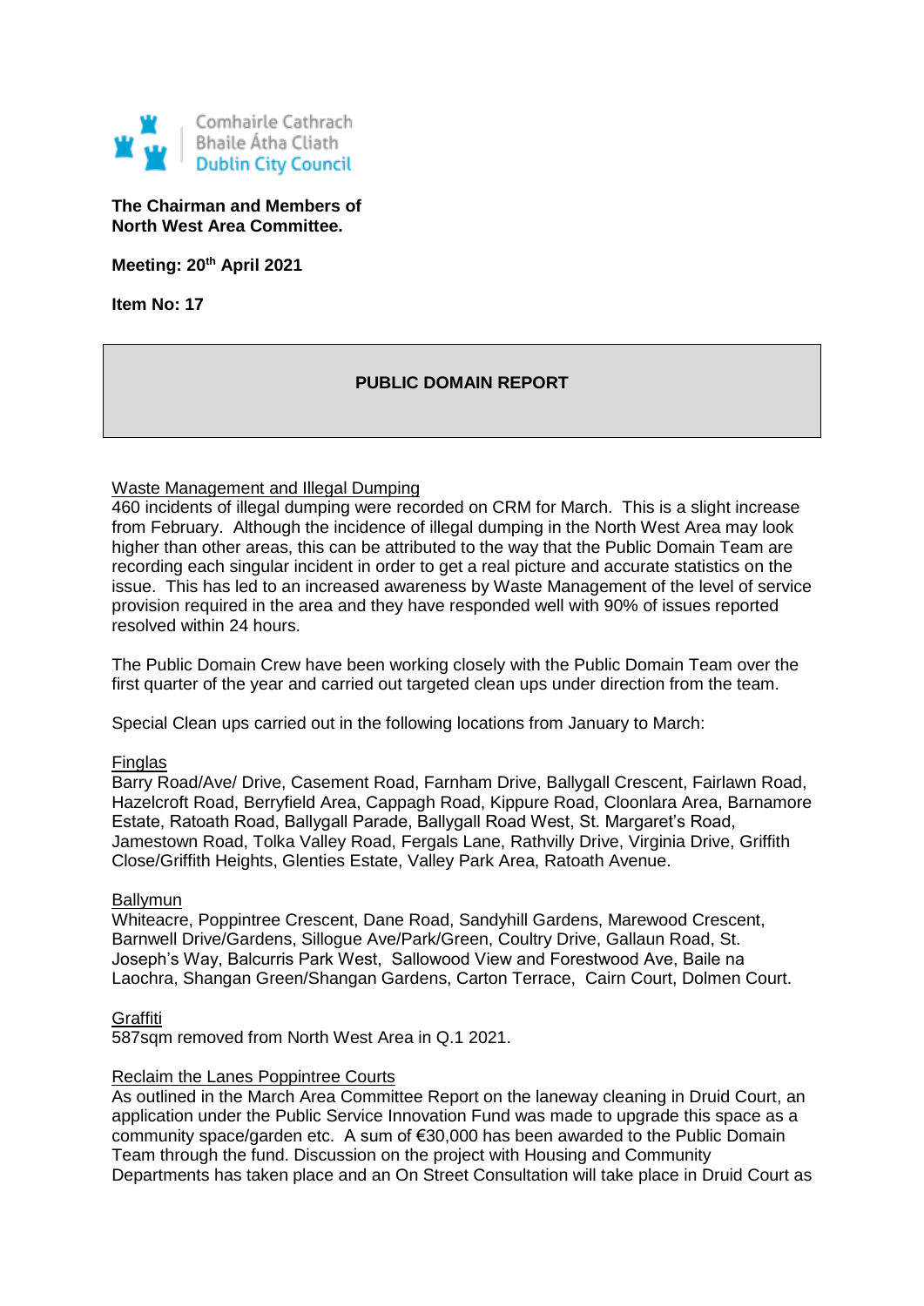Comhairle Cathrach Bhaile Átha Cliath
Dublin City Council

**The Chairman and Members of North West Area Committee.**

**Meeting: 20th April 2021**

**Item No: 17**

## PUBLIC DOMAIN REPORT

<u>Waste Management and Illegal Dumping</u>

460 incidents of illegal dumping were recorded on CRM for March. This is a slight increase from February. Although the incidence of illegal dumping in the North West Area may look higher than other areas, this can be attributed to the way that the Public Domain Team are recording each singular incident in order to get a real picture and accurate statistics on the issue. This has led to an increased awareness by Waste Management of the level of service provision required in the area and they have responded well with 90% of issues reported resolved within 24 hours.

The Public Domain Crew have been working closely with the Public Domain Team over the first quarter of the year and carried out targeted clean ups under direction from the team.

Special Clean ups carried out in the following locations from January to March:

<u>Finglas</u>

Barry Road/Ave/ Drive, Casement Road, Farnham Drive, Ballygall Crescent, Fairlawn Road, Hazelcroft Road, Berryfield Area, Cappagh Road, Kippure Road, Cloonlara Area, Barnamore Estate, Ratoath Road, Ballygall Parade, Ballygall Road West, St. Margaret's Road, Jamestown Road, Tolka Valley Road, Fergals Lane, Rathvilly Drive, Virginia Drive, Griffith Close/Griffith Heights, Glenties Estate, Valley Park Area, Ratoath Avenue.

<u>Ballymun</u>

Whiteacre, Poppintree Crescent, Dane Road, Sandyhill Gardens, Marewood Crescent, Barnwell Drive/Gardens, Sillogue Ave/Park/Green, Coultry Drive, Gallaun Road, St. Joseph's Way, Balcurris Park West, Sallowood View and Forestwood Ave, Baile na Laochra, Shangan Green/Shangan Gardens, Carton Terrace, Cairn Court, Dolmen Court.

<u>Graffiti</u>

587sqm removed from North West Area in Q.1 2021.

<u>Reclaim the Lanes Poppintree Courts</u>

As outlined in the March Area Committee Report on the laneway cleaning in Druid Court, an application under the Public Service Innovation Fund was made to upgrade this space as a community space/garden etc. A sum of €30,000 has been awarded to the Public Domain Team through the fund. Discussion on the project with Housing and Community Departments has taken place and an On Street Consultation will take place in Druid Court as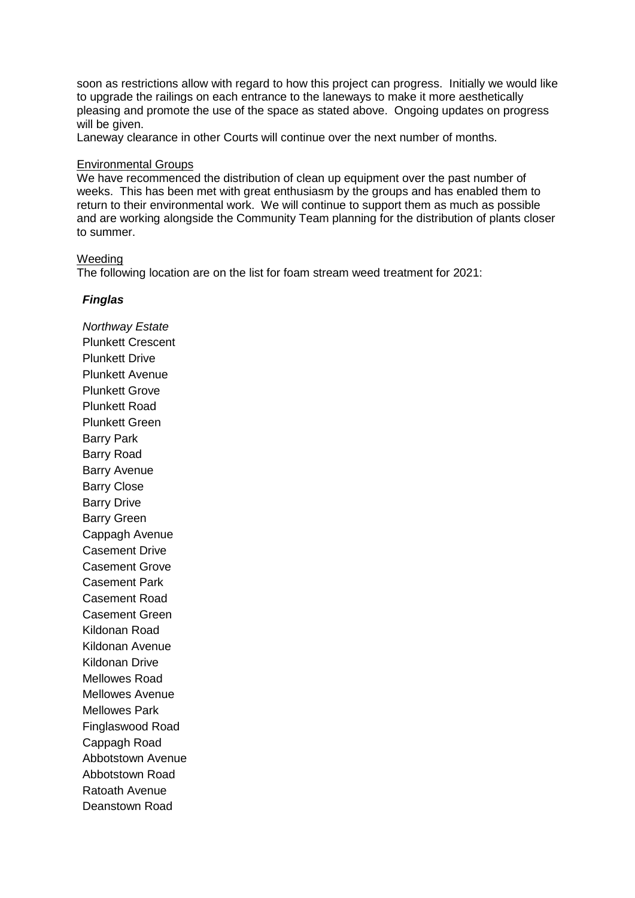soon as restrictions allow with regard to how this project can progress. Initially we would like to upgrade the railings on each entrance to the laneways to make it more aesthetically pleasing and promote the use of the space as stated above. Ongoing updates on progress will be given.

Laneway clearance in other Courts will continue over the next number of months.

<u>Environmental Groups</u>

We have recommenced the distribution of clean up equipment over the past number of weeks. This has been met with great enthusiasm by the groups and has enabled them to return to their environmental work. We will continue to support them as much as possible and are working alongside the Community Team planning for the distribution of plants closer to summer.

<u>Weeding</u>

The following location are on the list for foam stream weed treatment for 2021:

***Finglas***

*Northway Estate*
Plunkett Crescent
Plunkett Drive
Plunkett Avenue
Plunkett Grove
Plunkett Road
Plunkett Green
Barry Park
Barry Road
Barry Avenue
Barry Close
Barry Drive
Barry Green
Cappagh Avenue
Casement Drive
Casement Grove
Casement Park
Casement Road
Casement Green
Kildonan Road
Kildonan Avenue
Kildonan Drive
Mellowes Road
Mellowes Avenue
Mellowes Park
Finglaswood Road
Cappagh Road
Abbotstown Avenue
Abbotstown Road
Ratoath Avenue
Deanstown Road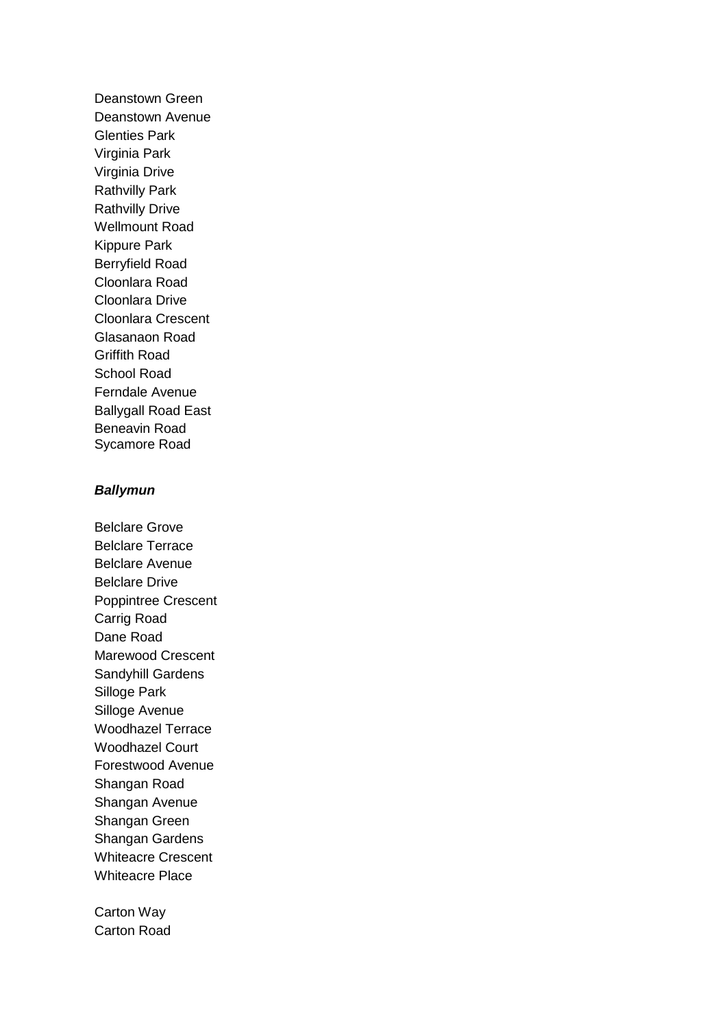Deanstown Green
Deanstown Avenue
Glenties Park
Virginia Park
Virginia Drive
Rathvilly Park
Rathvilly Drive
Wellmount Road
Kippure Park
Berryfield Road
Cloonlara Road
Cloonlara Drive
Cloonlara Crescent
Glasanaon Road
Griffith Road
School Road
Ferndale Avenue
Ballygall Road East
Beneavin Road
Sycamore Road

***Ballymun***

Belclare Grove
Belclare Terrace
Belclare Avenue
Belclare Drive
Poppintree Crescent
Carrig Road
Dane Road
Marewood Crescent
Sandyhill Gardens
Silloge Park
Silloge Avenue
Woodhazel Terrace
Woodhazel Court
Forestwood Avenue
Shangan Road
Shangan Avenue
Shangan Green
Shangan Gardens
Whiteacre Crescent
Whiteacre Place

Carton Way
Carton Road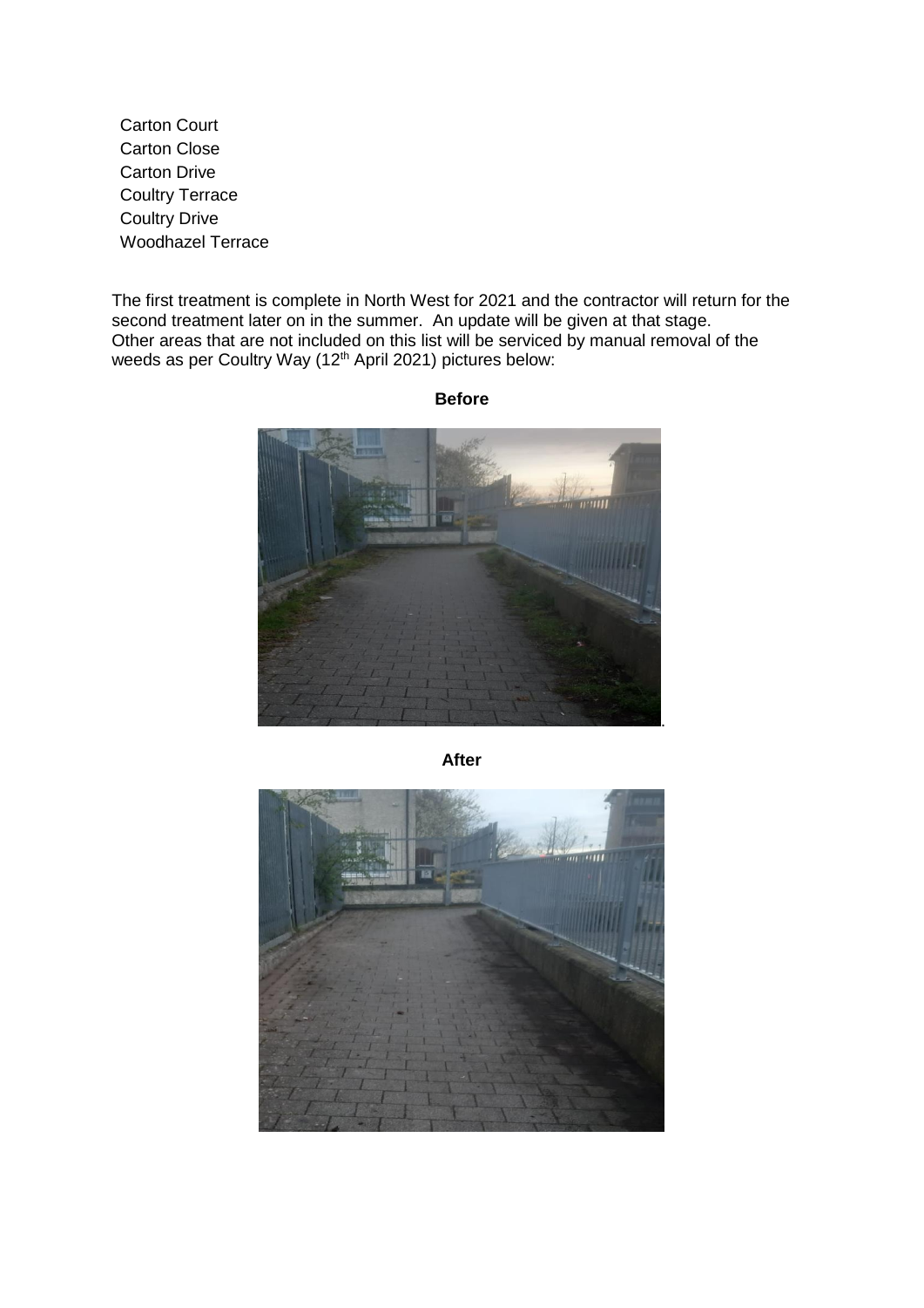Carton Court
Carton Close
Carton Drive
Coultry Terrace
Coultry Drive
Woodhazel Terrace

The first treatment is complete in North West for 2021 and the contractor will return for the second treatment later on in the summer. An update will be given at that stage.
Other areas that are not included on this list will be serviced by manual removal of the weeds as per Coultry Way (12th April 2021) pictures below:

**Before**

**After**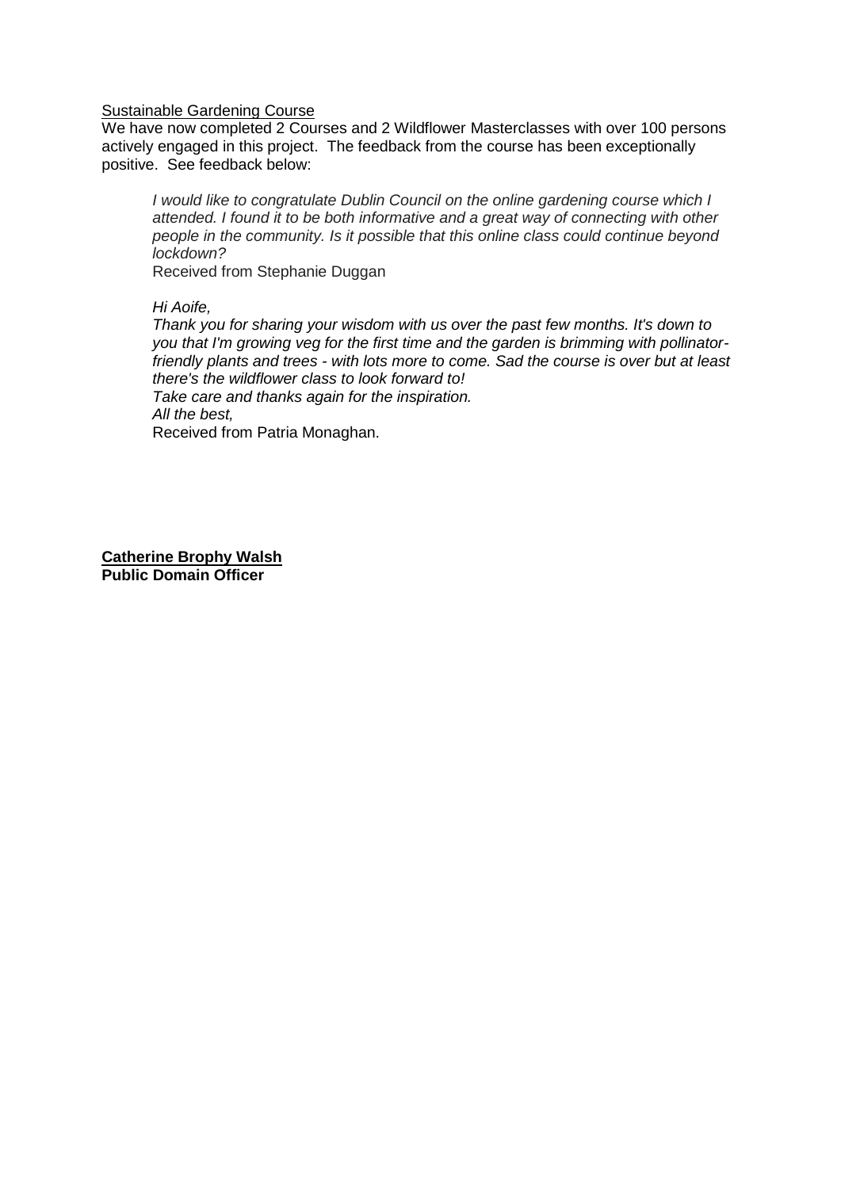Sustainable Gardening Course

We have now completed 2 Courses and 2 Wildflower Masterclasses with over 100 persons actively engaged in this project. The feedback from the course has been exceptionally positive. See feedback below:

> *I would like to congratulate Dublin Council on the online gardening course which I attended. I found it to be both informative and a great way of connecting with other people in the community. Is it possible that this online class could continue beyond lockdown?*
>
> Received from Stephanie Duggan

> *Hi Aoife,*
>
> *Thank you for sharing your wisdom with us over the past few months. It's down to you that I'm growing veg for the first time and the garden is brimming with pollinator-friendly plants and trees - with lots more to come. Sad the course is over but at least there's the wildflower class to look forward to!*
>
> *Take care and thanks again for the inspiration.*
>
> *All the best,*
>
> Received from Patria Monaghan.

**Catherine Brophy Walsh**
**Public Domain Officer**